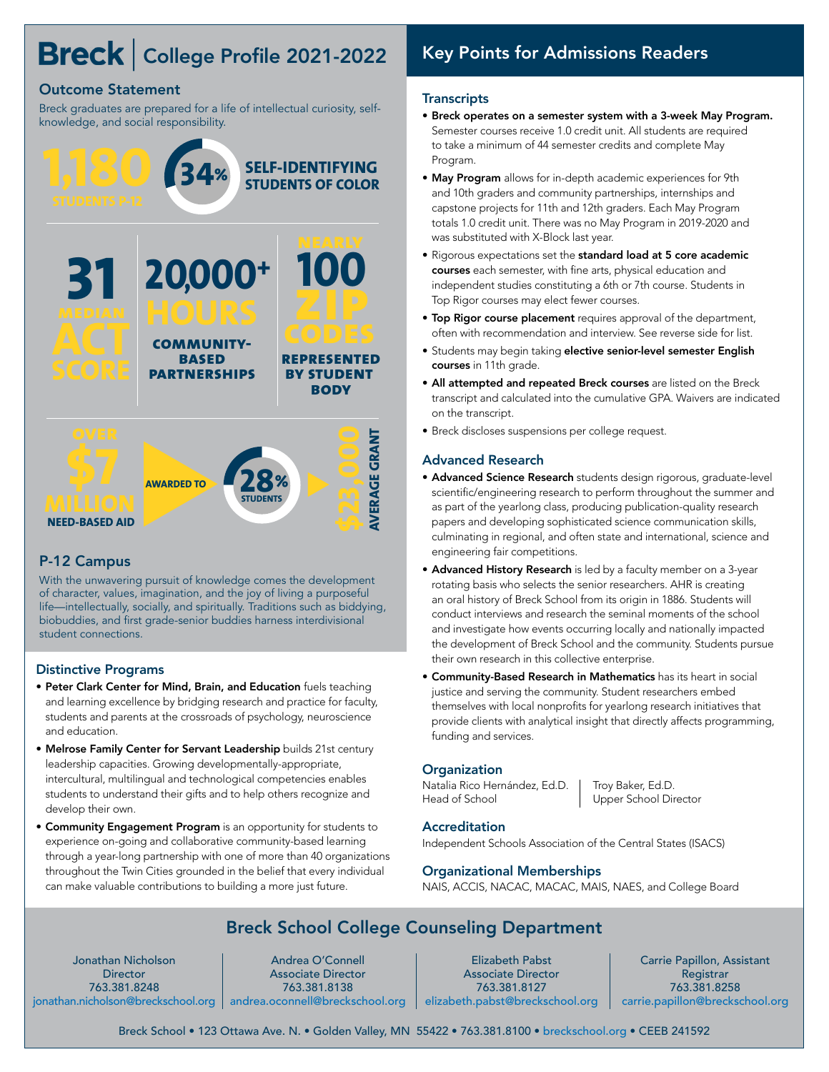# Breck | College Profile 2021-2022

## Outcome Statement

Breck graduates are prepared for a life of intellectual curiosity, self-knowledge, and social responsibility.

**1,180** STUDENTS P-12

**34%** SELF-IDENTIFYING STUDENTS OF COLOR

**31** MEDIAN ACT SCORE

**20,000+** HOURS COMMUNITY-BASED PARTNERSHIPS

NEARLY **100** ZIP CODES REPRESENTED BY STUDENT BODY

OVER **$7 MILLION** NEED-BASED AID AWARDED TO **28%** STUDENTS **$23,000** AVERAGE GRANT

## P-12 Campus

With the unwavering pursuit of knowledge comes the development of character, values, imagination, and the joy of living a purposeful life—intellectually, socially, and spiritually. Traditions such as biddying, biobuddies, and first grade-senior buddies harness interdivisional student connections.

## Distinctive Programs

- **Peter Clark Center for Mind, Brain, and Education** fuels teaching and learning excellence by bridging research and practice for faculty, students and parents at the crossroads of psychology, neuroscience and education.
- **Melrose Family Center for Servant Leadership** builds 21st century leadership capacities. Growing developmentally-appropriate, intercultural, multilingual and technological competencies enables students to understand their gifts and to help others recognize and develop their own.
- **Community Engagement Program** is an opportunity for students to experience on-going and collaborative community-based learning through a year-long partnership with one of more than 40 organizations throughout the Twin Cities grounded in the belief that every individual can make valuable contributions to building a more just future.

# Key Points for Admissions Readers

## Transcripts

- **Breck operates on a semester system with a 3-week May Program.** Semester courses receive 1.0 credit unit. All students are required to take a minimum of 44 semester credits and complete May Program.
- **May Program** allows for in-depth academic experiences for 9th and 10th graders and community partnerships, internships and capstone projects for 11th and 12th graders. Each May Program totals 1.0 credit unit. There was no May Program in 2019-2020 and was substituted with X-Block last year.
- Rigorous expectations set the **standard load at 5 core academic courses** each semester, with fine arts, physical education and independent studies constituting a 6th or 7th course. Students in Top Rigor courses may elect fewer courses.
- **Top Rigor course placement** requires approval of the department, often with recommendation and interview. See reverse side for list.
- Students may begin taking **elective senior-level semester English courses** in 11th grade.
- **All attempted and repeated Breck courses** are listed on the Breck transcript and calculated into the cumulative GPA. Waivers are indicated on the transcript.
- Breck discloses suspensions per college request.

## Advanced Research

- **Advanced Science Research** students design rigorous, graduate-level scientific/engineering research to perform throughout the summer and as part of the yearlong class, producing publication-quality research papers and developing sophisticated science communication skills, culminating in regional, and often state and international, science and engineering fair competitions.
- **Advanced History Research** is led by a faculty member on a 3-year rotating basis who selects the senior researchers. AHR is creating an oral history of Breck School from its origin in 1886. Students will conduct interviews and research the seminal moments of the school and investigate how events occurring locally and nationally impacted the development of Breck School and the community. Students pursue their own research in this collective enterprise.
- **Community-Based Research in Mathematics** has its heart in social justice and serving the community. Student researchers embed themselves with local nonprofits for yearlong research initiatives that provide clients with analytical insight that directly affects programming, funding and services.

## Organization

Natalia Rico Hernández, Ed.D.
Head of School

Troy Baker, Ed.D.
Upper School Director

## Accreditation

Independent Schools Association of the Central States (ISACS)

## Organizational Memberships

NAIS, ACCIS, NACAC, MACAC, MAIS, NAES, and College Board

## Breck School College Counseling Department

| Jonathan Nicholson | Andrea O'Connell | Elizabeth Pabst | Carrie Papillon, Assistant Registrar |
|---|---|---|---|
| Director | Associate Director | Associate Director | |
| 763.381.8248 | 763.381.8138 | 763.381.8127 | 763.381.8258 |
| jonathan.nicholson@breckschool.org | andrea.oconnell@breckschool.org | elizabeth.pabst@breckschool.org | carrie.papillon@breckschool.org |

Breck School • 123 Ottawa Ave. N. • Golden Valley, MN 55422 • 763.381.8100 • breckschool.org • CEEB 241592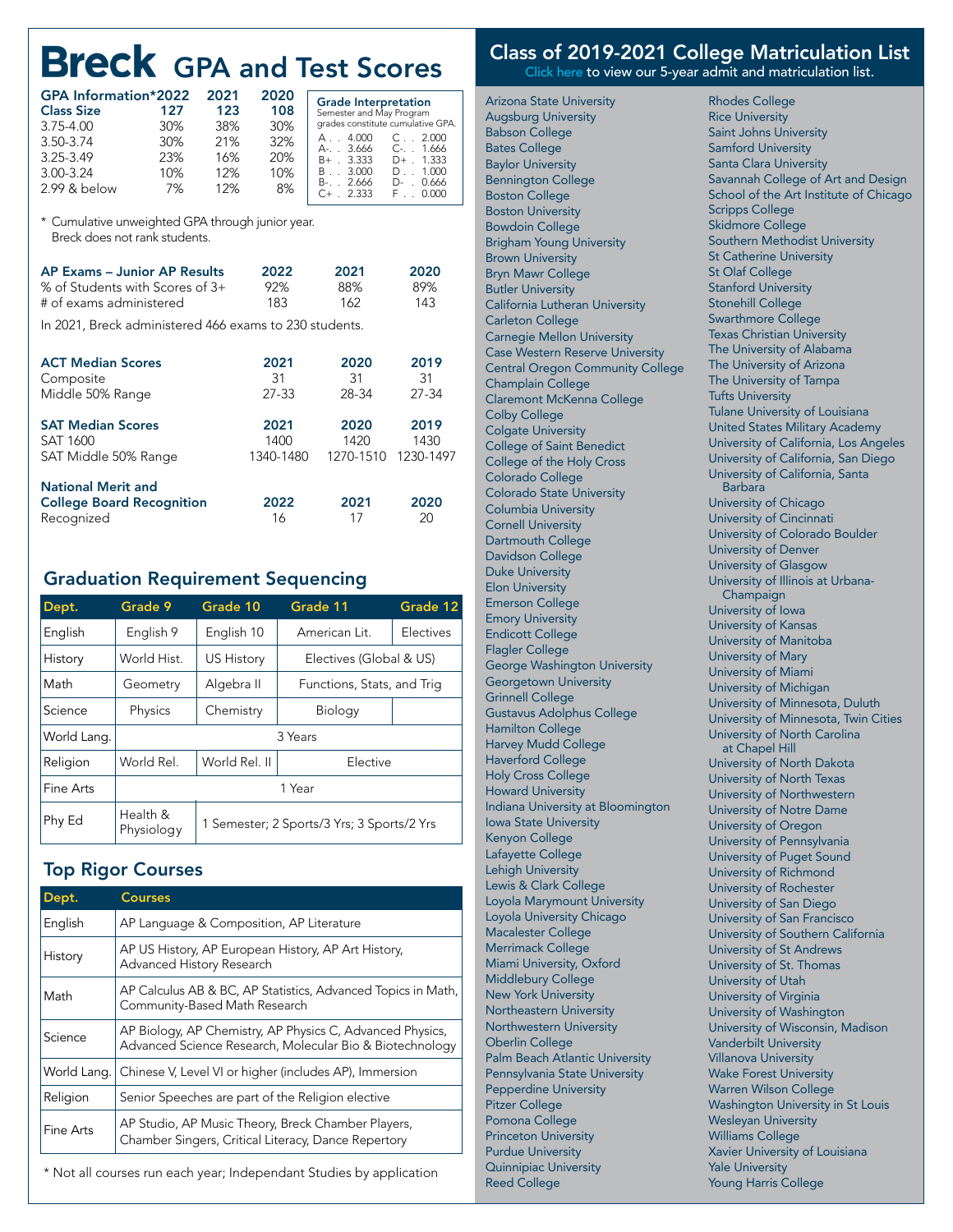# Breck GPA and Test Scores

| GPA Information* | 2022 | 2021 | 2020 |
|---|---|---|---|
| **Class Size** | **127** | **123** | **108** |
| 3.75-4.00 | 30% | 38% | 30% |
| 3.50-3.74 | 30% | 21% | 32% |
| 3.25-3.49 | 23% | 16% | 20% |
| 3.00-3.24 | 10% | 12% | 10% |
| 2.99 & below | 7% | 12% | 8% |

**Grade Interpretation**
Semester and May Program grades constitute cumulative GPA.

| | | | |
|---|---|---|---|
| A | 4.000 | C | 2.000 |
| A- | 3.666 | C- | 1.666 |
| B+ | 3.333 | D+ | 1.333 |
| B | 3.000 | D | 1.000 |
| B- | 2.666 | D- | 0.666 |
| C+ | 2.333 | F | 0.000 |

\* Cumulative unweighted GPA through junior year. Breck does not rank students.

| AP Exams – Junior AP Results | 2022 | 2021 | 2020 |
|---|---|---|---|
| % of Students with Scores of 3+ | 92% | 88% | 89% |
| # of exams administered | 183 | 162 | 143 |

In 2021, Breck administered 466 exams to 230 students.

| ACT Median Scores | 2021 | 2020 | 2019 |
|---|---|---|---|
| Composite | 31 | 31 | 31 |
| Middle 50% Range | 27-33 | 28-34 | 27-34 |

| SAT Median Scores | 2021 | 2020 | 2019 |
|---|---|---|---|
| SAT 1600 | 1400 | 1420 | 1430 |
| SAT Middle 50% Range | 1340-1480 | 1270-1510 | 1230-1497 |

| National Merit and College Board Recognition | 2022 | 2021 | 2020 |
|---|---|---|---|
| Recognized | 16 | 17 | 20 |

## Graduation Requirement Sequencing

| Dept. | Grade 9 | Grade 10 | Grade 11 | Grade 12 |
|---|---|---|---|---|
| English | English 9 | English 10 | American Lit. | Electives |
| History | World Hist. | US History | Electives (Global & US) | |
| Math | Geometry | Algebra II | Functions, Stats, and Trig | |
| Science | Physics | Chemistry | Biology | |
| World Lang. | 3 Years | | | |
| Religion | World Rel. | World Rel. II | Elective | |
| Fine Arts | 1 Year | | | |
| Phy Ed | Health & Physiology | 1 Semester; 2 Sports/3 Yrs; 3 Sports/2 Yrs | | |

## Top Rigor Courses

| Dept. | Courses |
|---|---|
| English | AP Language & Composition, AP Literature |
| History | AP US History, AP European History, AP Art History, Advanced History Research |
| Math | AP Calculus AB & BC, AP Statistics, Advanced Topics in Math, Community-Based Math Research |
| Science | AP Biology, AP Chemistry, AP Physics C, Advanced Physics, Advanced Science Research, Molecular Bio & Biotechnology |
| World Lang. | Chinese V, Level VI or higher (includes AP), Immersion |
| Religion | Senior Speeches are part of the Religion elective |
| Fine Arts | AP Studio, AP Music Theory, Breck Chamber Players, Chamber Singers, Critical Literacy, Dance Repertory |

\* Not all courses run each year; Independant Studies by application

# Class of 2019-2021 College Matriculation List

Click here to view our 5-year admit and matriculation list.

Arizona State University
Augsburg University
Babson College
Bates College
Baylor University
Bennington College
Boston College
Boston University
Bowdoin College
Brigham Young University
Brown University
Bryn Mawr College
Butler University
California Lutheran University
Carleton College
Carnegie Mellon University
Case Western Reserve University
Central Oregon Community College
Champlain College
Claremont McKenna College
Colby College
Colgate University
College of Saint Benedict
College of the Holy Cross
Colorado College
Colorado State University
Columbia University
Cornell University
Dartmouth College
Davidson College
Duke University
Elon University
Emerson College
Emory University
Endicott College
Flagler College
George Washington University
Georgetown University
Grinnell College
Gustavus Adolphus College
Hamilton College
Harvey Mudd College
Haverford College
Holy Cross College
Howard University
Indiana University at Bloomington
Iowa State University
Kenyon College
Lafayette College
Lehigh University
Lewis & Clark College
Loyola Marymount University
Loyola University Chicago
Macalester College
Merrimack College
Miami University, Oxford
Middlebury College
New York University
Northeastern University
Northwestern University
Oberlin College
Palm Beach Atlantic University
Pennsylvania State University
Pepperdine University
Pitzer College
Pomona College
Princeton University
Purdue University
Quinnipiac University
Reed College
Rhodes College
Rice University
Saint Johns University
Samford University
Santa Clara University
Savannah College of Art and Design
School of the Art Institute of Chicago
Scripps College
Skidmore College
Southern Methodist University
St Catherine University
St Olaf College
Stanford University
Stonehill College
Swarthmore College
Texas Christian University
The University of Alabama
The University of Arizona
The University of Tampa
Tufts University
Tulane University of Louisiana
United States Military Academy
University of California, Los Angeles
University of California, San Diego
University of California, Santa Barbara
University of Chicago
University of Cincinnati
University of Colorado Boulder
University of Denver
University of Glasgow
University of Illinois at Urbana-Champaign
University of Iowa
University of Kansas
University of Manitoba
University of Mary
University of Miami
University of Michigan
University of Minnesota, Duluth
University of Minnesota, Twin Cities
University of North Carolina at Chapel Hill
University of North Dakota
University of North Texas
University of Northwestern
University of Notre Dame
University of Oregon
University of Pennsylvania
University of Puget Sound
University of Richmond
University of Rochester
University of San Diego
University of San Francisco
University of Southern California
University of St Andrews
University of St. Thomas
University of Utah
University of Virginia
University of Washington
University of Wisconsin, Madison
Vanderbilt University
Villanova University
Wake Forest University
Warren Wilson College
Washington University in St Louis
Wesleyan University
Williams College
Xavier University of Louisiana
Yale University
Young Harris College